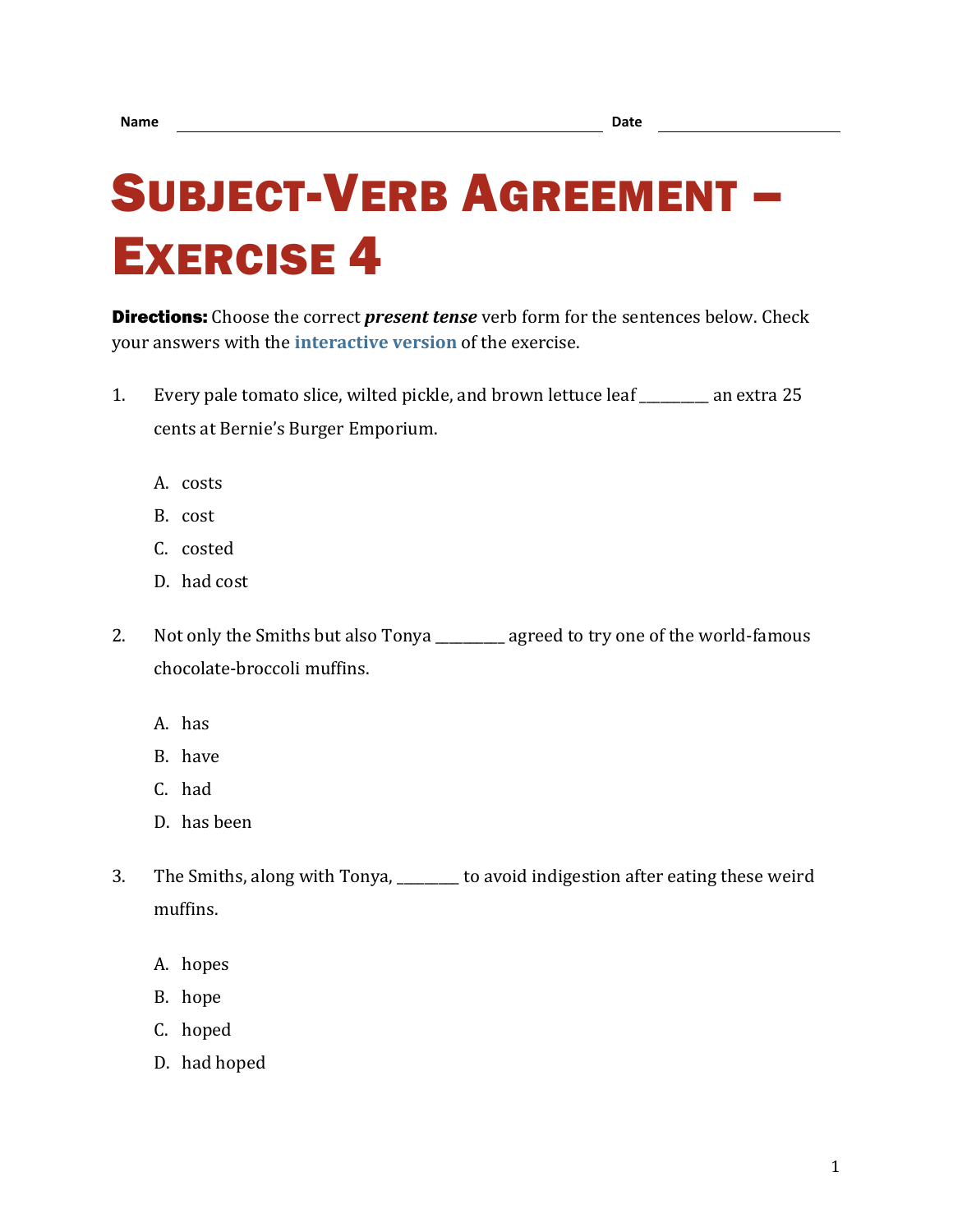Name ______________________________ Date ______________

# Subject-Verb Agreement – Exercise 4

**Directions:** Choose the correct ***present tense*** verb form for the sentences below. Check your answers with the **interactive version** of the exercise.

1. Every pale tomato slice, wilted pickle, and brown lettuce leaf _________ an extra 25 cents at Bernie's Burger Emporium.

   A. costs

   B. cost

   C. costed

   D. had cost

2. Not only the Smiths but also Tonya _________ agreed to try one of the world-famous chocolate-broccoli muffins.

   A. has

   B. have

   C. had

   D. has been

3. The Smiths, along with Tonya, ________ to avoid indigestion after eating these weird muffins.

   A. hopes

   B. hope

   C. hoped

   D. had hoped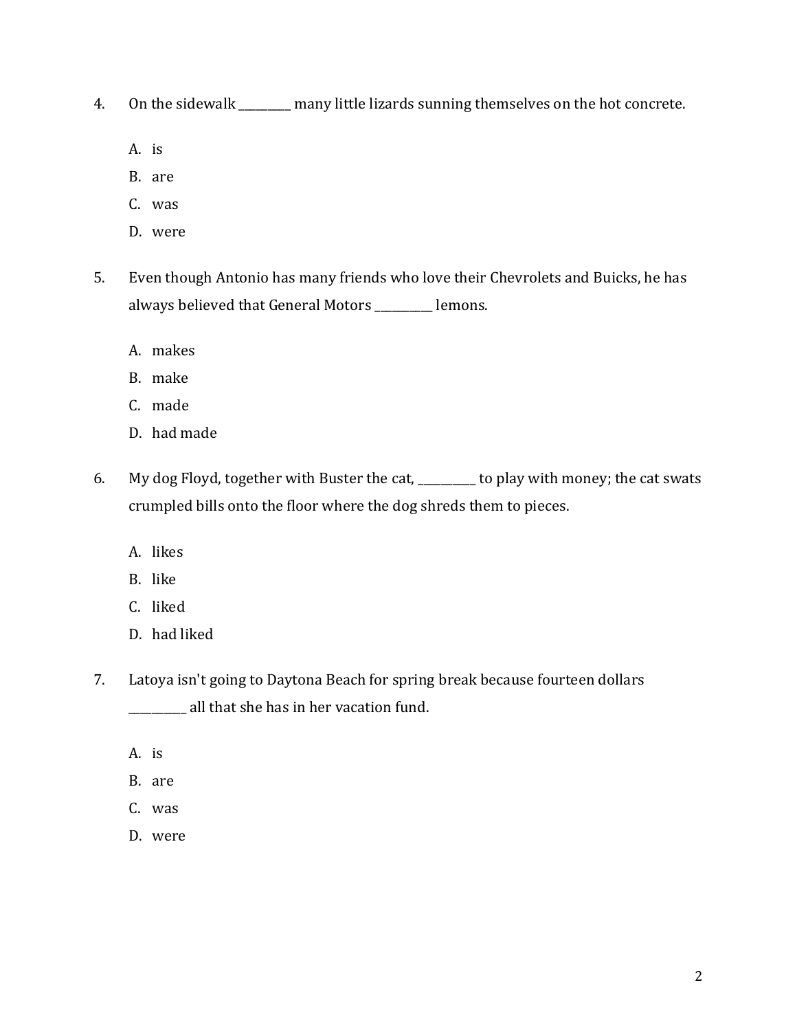4. On the sidewalk _________ many little lizards sunning themselves on the hot concrete.

   A. is
   B. are
   C. was
   D. were

5. Even though Antonio has many friends who love their Chevrolets and Buicks, he has always believed that General Motors __________ lemons.

   A. makes
   B. make
   C. made
   D. had made

6. My dog Floyd, together with Buster the cat, __________ to play with money; the cat swats crumpled bills onto the floor where the dog shreds them to pieces.

   A. likes
   B. like
   C. liked
   D. had liked

7. Latoya isn't going to Daytona Beach for spring break because fourteen dollars _________ all that she has in her vacation fund.

   A. is
   B. are
   C. was
   D. were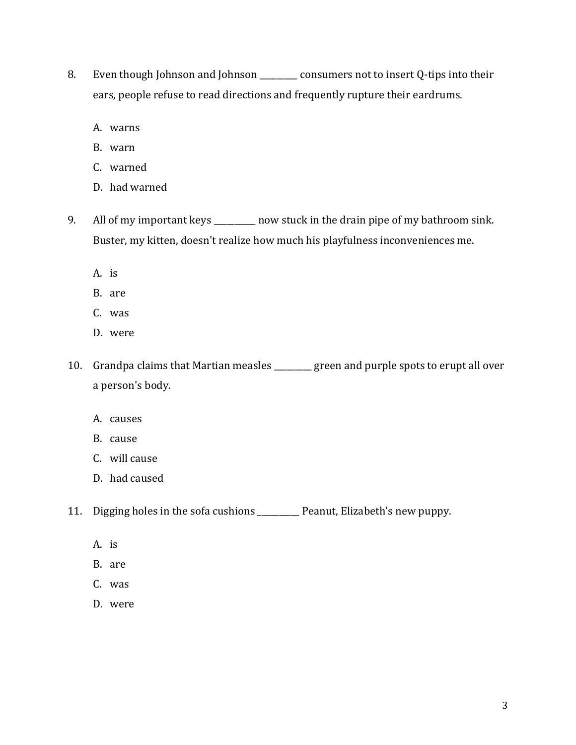8. Even though Johnson and Johnson _________ consumers not to insert Q-tips into their ears, people refuse to read directions and frequently rupture their eardrums.

   A. warns
   B. warn
   C. warned
   D. had warned

9. All of my important keys __________ now stuck in the drain pipe of my bathroom sink. Buster, my kitten, doesn't realize how much his playfulness inconveniences me.

   A. is
   B. are
   C. was
   D. were

10. Grandpa claims that Martian measles _________ green and purple spots to erupt all over a person's body.

    A. causes
    B. cause
    C. will cause
    D. had caused

11. Digging holes in the sofa cushions __________ Peanut, Elizabeth's new puppy.

    A. is
    B. are
    C. was
    D. were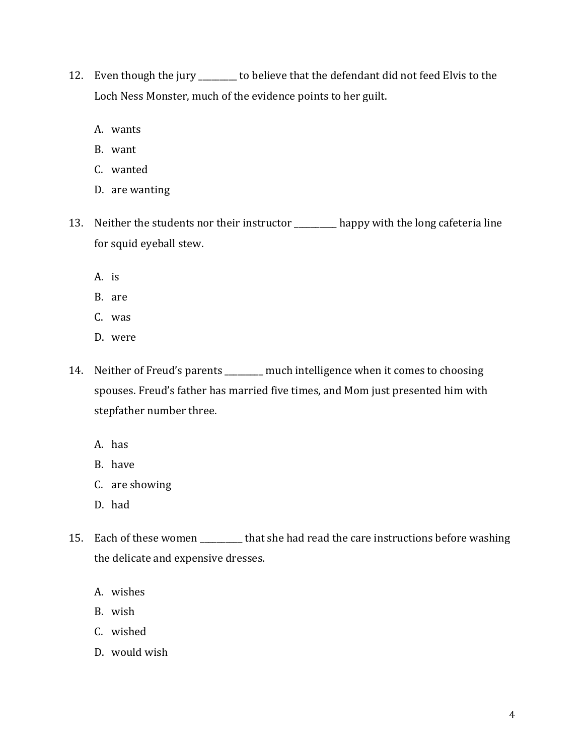12. Even though the jury _________ to believe that the defendant did not feed Elvis to the Loch Ness Monster, much of the evidence points to her guilt.

    A. wants
    B. want
    C. wanted
    D. are wanting

13. Neither the students nor their instructor __________ happy with the long cafeteria line for squid eyeball stew.

    A. is
    B. are
    C. was
    D. were

14. Neither of Freud's parents _________ much intelligence when it comes to choosing spouses. Freud's father has married five times, and Mom just presented him with stepfather number three.

    A. has
    B. have
    C. are showing
    D. had

15. Each of these women __________ that she had read the care instructions before washing the delicate and expensive dresses.

    A. wishes
    B. wish
    C. wished
    D. would wish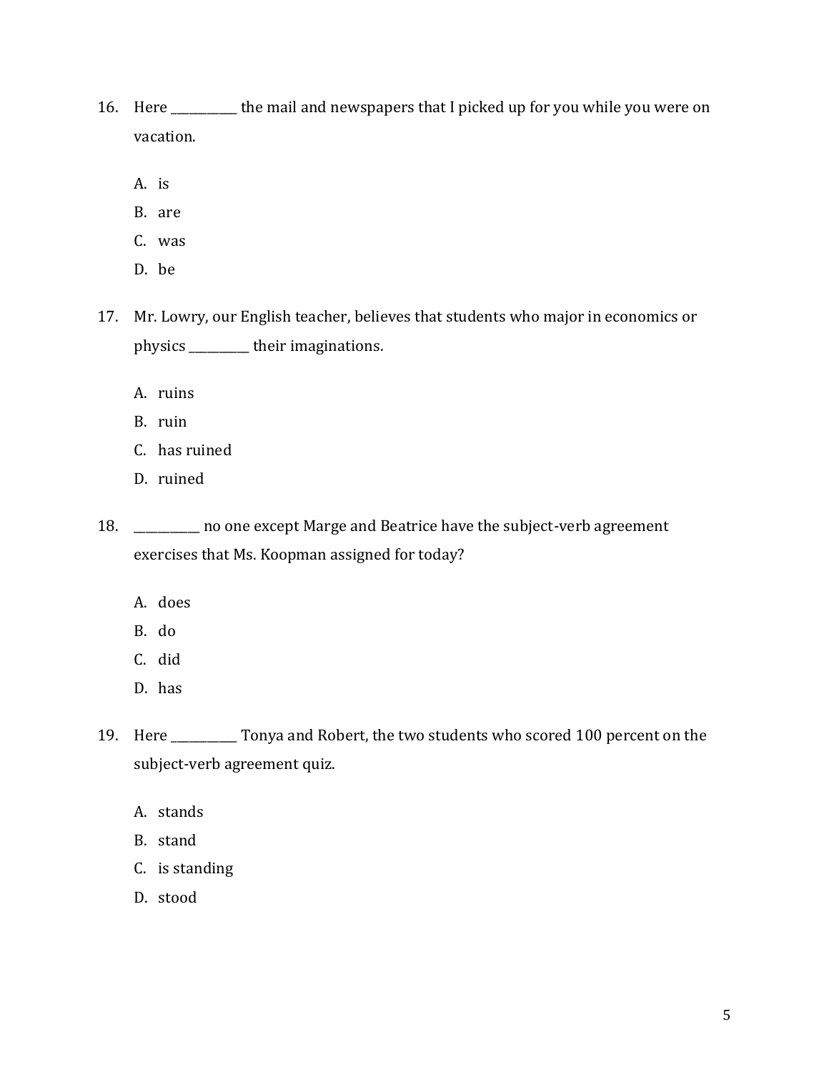16. Here __________ the mail and newspapers that I picked up for you while you were on vacation.

    A. is
    B. are
    C. was
    D. be

17. Mr. Lowry, our English teacher, believes that students who major in economics or physics _________ their imaginations.

    A. ruins
    B. ruin
    C. has ruined
    D. ruined

18. __________ no one except Marge and Beatrice have the subject-verb agreement exercises that Ms. Koopman assigned for today?

    A. does
    B. do
    C. did
    D. has

19. Here __________ Tonya and Robert, the two students who scored 100 percent on the subject-verb agreement quiz.

    A. stands
    B. stand
    C. is standing
    D. stood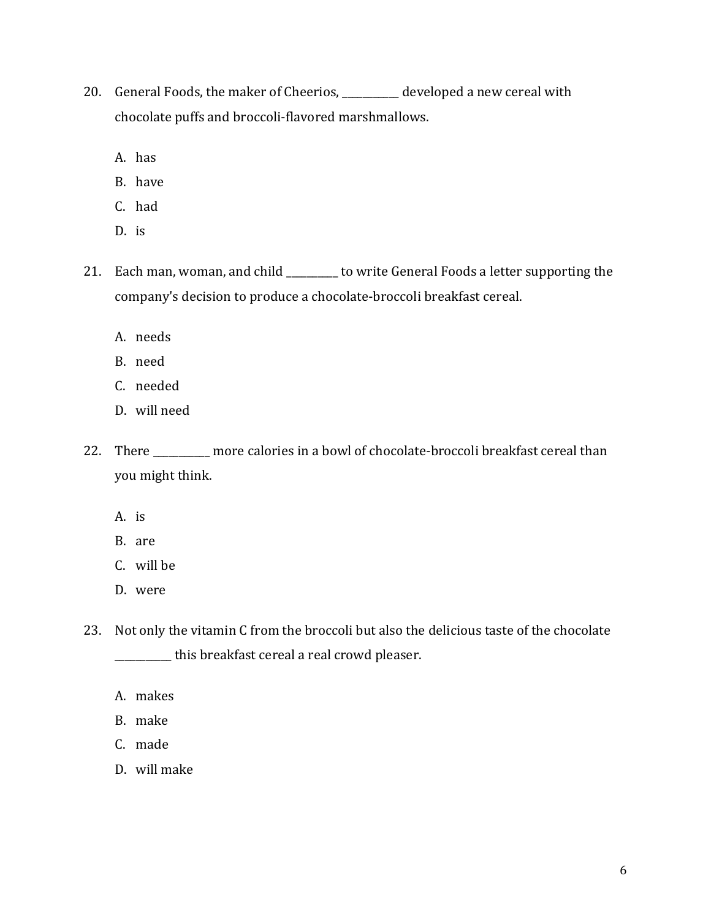20. General Foods, the maker of Cheerios, ___________ developed a new cereal with chocolate puffs and broccoli-flavored marshmallows.

    A. has
    B. have
    C. had
    D. is

21. Each man, woman, and child __________ to write General Foods a letter supporting the company's decision to produce a chocolate-broccoli breakfast cereal.

    A. needs
    B. need
    C. needed
    D. will need

22. There ___________ more calories in a bowl of chocolate-broccoli breakfast cereal than you might think.

    A. is
    B. are
    C. will be
    D. were

23. Not only the vitamin C from the broccoli but also the delicious taste of the chocolate __________ this breakfast cereal a real crowd pleaser.

    A. makes
    B. make
    C. made
    D. will make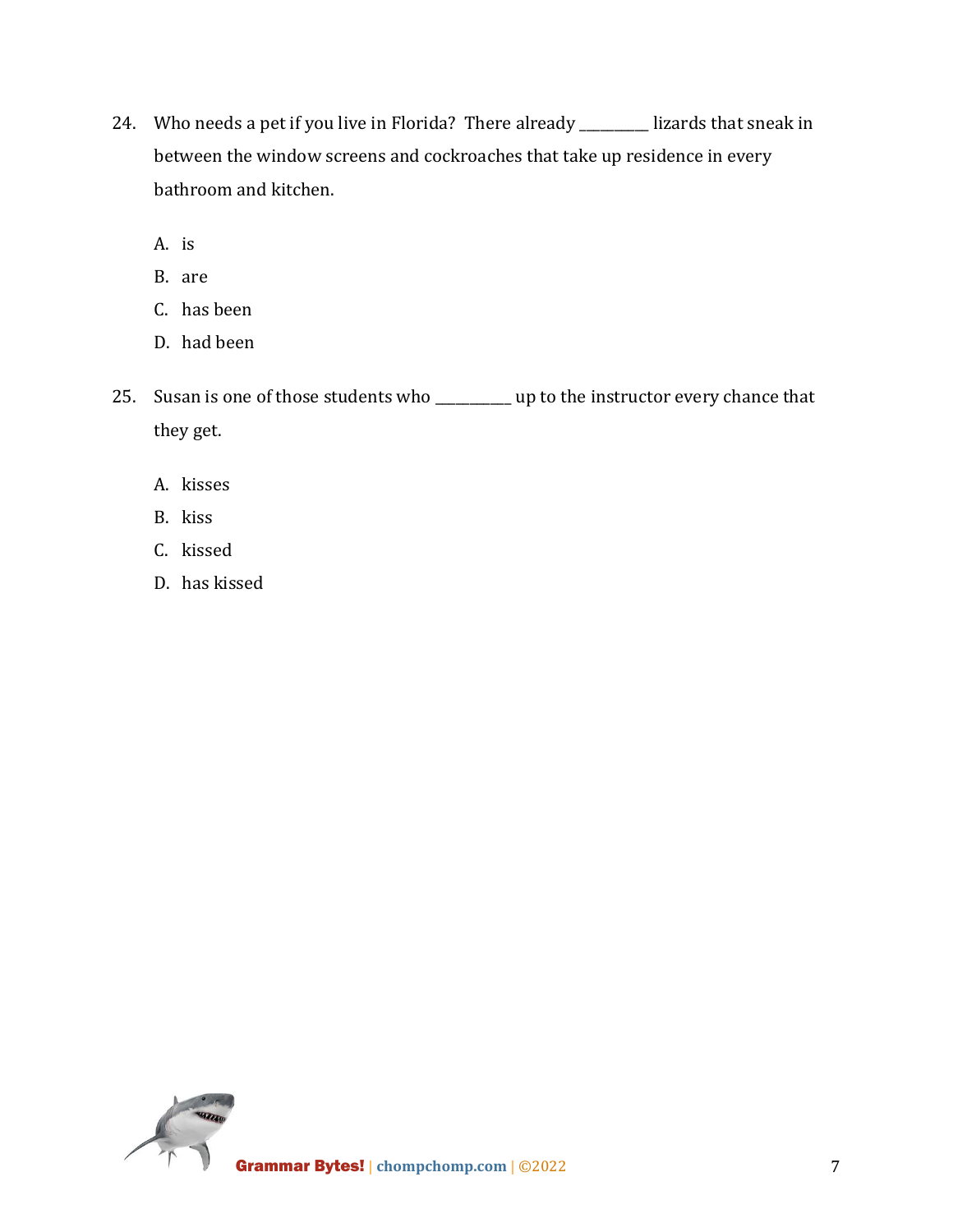24. Who needs a pet if you live in Florida? There already __________ lizards that sneak in between the window screens and cockroaches that take up residence in every bathroom and kitchen.

    A. is
    B. are
    C. has been
    D. had been

25. Susan is one of those students who ___________ up to the instructor every chance that they get.

    A. kisses
    B. kiss
    C. kissed
    D. has kissed